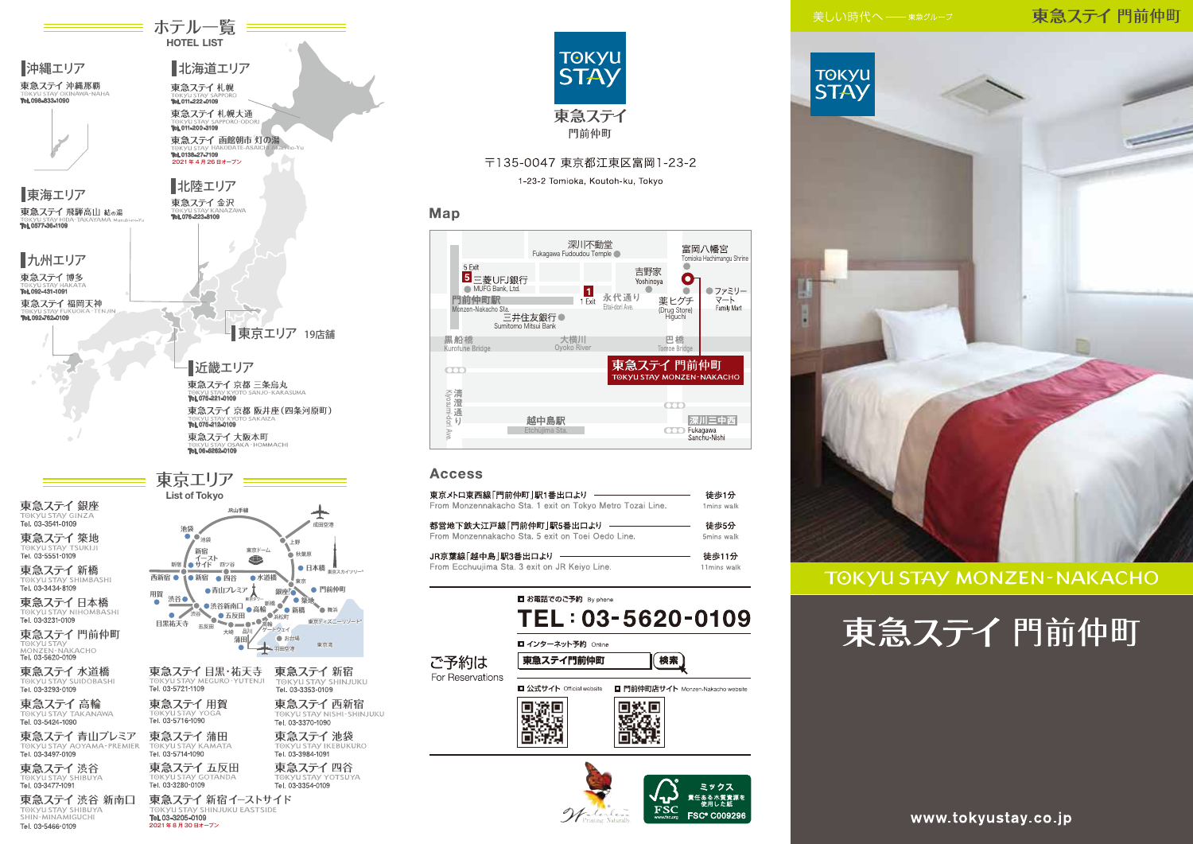# ホテル一覧
HOTEL LIST

## 沖縄エリア
東急ステイ 沖縄那覇
TOKYU STAY OKINAWA-NAHA
Tel. 098-833-1090

## 北海道エリア
東急ステイ 札幌
TOKYU STAY SAPPORO
Tel. 011-222-0109

東急ステイ 札幌大通
TOKYU STAY SAPPORO-ODORI
Tel. 011-200-3109

東急ステイ 函館朝市 灯の湯
TOKYU STAY HAKODATE-ASAICHI Akari-no-Yu
Tel. 0138-27-7109
2021年4月26日オープン

## 東海エリア
東急ステイ 飛騨高山 結の湯
TOKYU STAY HIDA-TAKAYAMA Musubi-no-Yu
Tel. 0577-36-1109

## 北陸エリア
東急ステイ 金沢
TOKYU STAY KANAZAWA
Tel. 076-223-8109

## 九州エリア
東急ステイ 博多
TOKYU STAY HAKATA
Tel. 092-431-1091

東急ステイ 福岡天神
TOKYU STAY FUKUOKA-TENJIN
Tel. 092-762-0109

## 東京エリア 19店舗

## 近畿エリア
東急ステイ 京都 三条烏丸
TOKYU STAY KYOTO SANJO-KARASUMA
Tel. 075-221-0109

東急ステイ 京都 両替町(四条河原町)
TOKYU STAY KYOTO SAKAIZA
Tel. 075-212-0109

東急ステイ 大阪本町
TOKYU STAY OSAKA-HOMMACHI
Tel. 06-6262-0109

# 東京エリア
List of Tokyo

東急ステイ 銀座
TOKYU STAY GINZA
Tel. 03-3541-0109

東急ステイ 築地
TOKYU STAY TSUKIJI
Tel. 03-5551-0109

東急ステイ 新橋
TOKYU STAY SHIMBASHI
Tel. 03-3434-8109

東急ステイ 日本橋
TOKYU STAY NIHOMBASHI
Tel. 03-3231-0109

東急ステイ 門前仲町
TOKYU STAY MONZEN-NAKACHO
Tel. 03-5620-0109

東急ステイ 水道橋
TOKYU STAY SUIDOBASHI
Tel. 03-3293-0109

東急ステイ 高輪
TOKYU STAY TAKANAWA
Tel. 03-5424-1090

東急ステイ 青山プレミア
TOKYU STAY AOYAMA-PREMIER
Tel. 03-3497-0109

東急ステイ 渋谷
TOKYU STAY SHIBUYA
Tel. 03-3477-1091

東急ステイ 渋谷 新南口
TOKYU STAY SHIBUYA SHIN-MINAMIGUCHI
Tel. 03-5466-0109

東急ステイ 目黒・祐天寺
TOKYU STAY MEGURO-YUTENJI
Tel. 03-5721-1109

東急ステイ 用賀
TOKYU STAY YOGA
Tel. 03-5716-1090

東急ステイ 蒲田
TOKYU STAY KAMATA
Tel. 03-5714-1090

東急ステイ 五反田
TOKYU STAY GOTANDA
Tel. 03-3280-0109

東急ステイ 新宿イーストサイド
TOKYU STAY SHINJUKU EASTSIDE
Tel. 03-3205-0109
2021年8月30日オープン

東急ステイ 新宿
TOKYU STAY SHINJUKU
Tel. 03-3353-0109

東急ステイ 西新宿
TOKYU STAY NISHI-SHINJUKU
Tel. 03-3370-1090

東急ステイ 池袋
TOKYU STAY IKEBUKURO
Tel. 03-3984-1091

東急ステイ 四谷
TOKYU STAY YOTSUYA
Tel. 03-3354-0109

---

TOKYU STAY
東急ステイ
門前仲町

〒135-0047 東京都江東区富岡1-23-2
1-23-2 Tomioka, Koutoh-ku, Tokyo

## Map

## Access

| | |
|---|---|
| 東京メトロ東西線「門前仲町」駅1番出口より<br>From Monzennakacho Sta. 1 exit on Tokyo Metro Tozai Line. | 徒歩1分<br>1mins walk |
| 都営地下鉄大江戸線「門前仲町」駅5番出口より<br>From Monzennakacho Sta. 5 exit on Toei Oedo Line. | 徒歩5分<br>5mins walk |
| JR京葉線「越中島」駅3番出口より<br>From Ecchuujima Sta. 3 exit on JR Keiyo Line. | 徒歩11分<br>11mins walk |

ご予約は
For Reservations

■ お電話でのご予約 By phone
**TEL：03-5620-0109**

■ インターネット予約 Online
東急ステイ門前仲町 検索

■ 公式サイト Official website
■ 門前仲町店サイト Monzen-Nakacho website

FSC ミックス 責任ある木質資源を使用した紙 FSC® C009296

---

美しい時代へ ── 東急グループ
東急ステイ 門前仲町

TOKYU STAY MONZEN-NAKACHO

# 東急ステイ 門前仲町

www.tokyustay.co.jp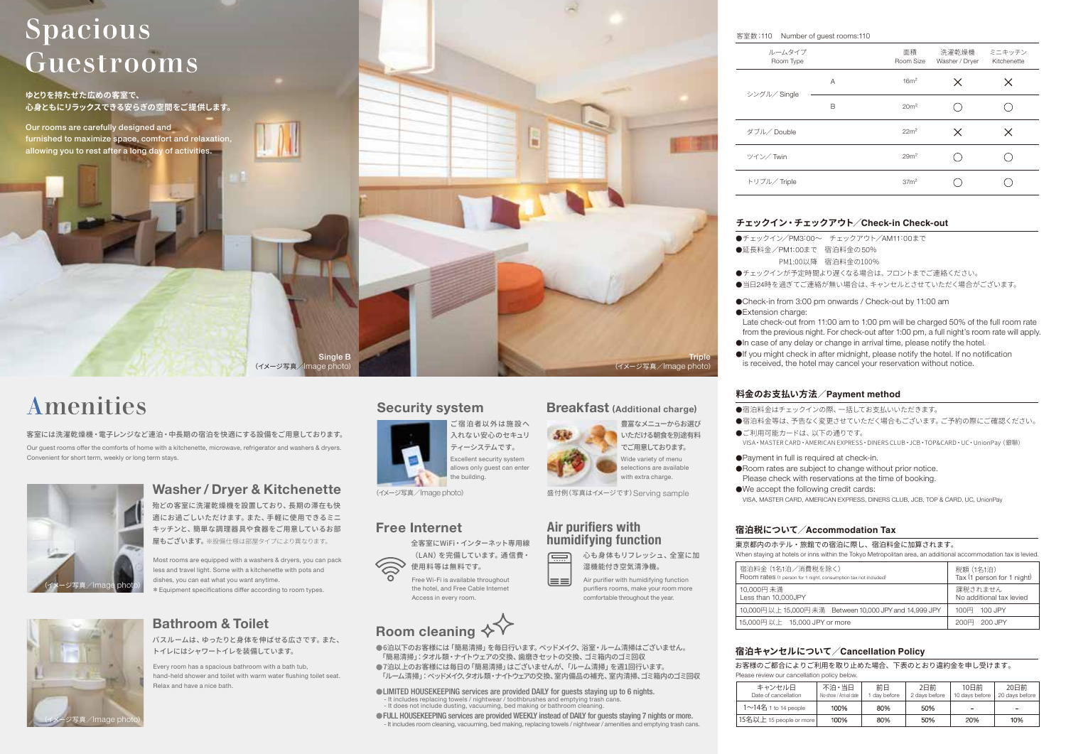# Spacious Guestrooms

ゆとりを持たせた広めの客室で、
心身ともにリラックスできる安らぎの空間をご提供します。

Our rooms are carefully designed and furnished to maximize space, comfort and relaxation, allowing you to rest after a long day of activities.

Single B
(イメージ写真／Image photo)

Triple
(イメージ写真／Image photo)

# Amenities

客室には洗濯乾燥機・電子レンジなど連泊・中長期の宿泊を快適にする設備をご用意しております。

Our guest rooms offer the comforts of home with a kitchenette, microwave, refrigerator and washers & dryers. Convenient for short term, weekly or long term stays.

## Washer / Dryer & Kitchenette

殆どの客室に洗濯乾燥機を設置しており、長期の滞在も快適にお過ごしいただけます。また、手軽に使用できるミニキッチンと、簡単な調理器具や食器をご用意しているお部屋もございます。※設備仕様は部屋タイプにより異なります。

Most rooms are equipped with a washers & dryers, you can pack less and travel light. Some with a kitchenette with pots and dishes, you can eat what you want anytime.
＊Equipment specifications differ according to room types.

(イメージ写真／Image photo)

## Bathroom & Toilet

バスルームは、ゆったりと身体を伸ばせる広さです。また、トイレにはシャワートイレを装備しています。

Every room has a spacious bathroom with a bath tub, hand-held shower and toilet with warm water flushing toilet seat. Relax and have a nice bath.

(イメージ写真／Image photo)

## Security system

ご宿泊者以外は施設へ入れない安心のセキュリティーシステムです。

Excellent security system allows only guest can enter the building.

(イメージ写真／Image photo)

## Breakfast (Additional charge)

豊富なメニューからお選びいただける朝食を別途有料でご用意しております。

Wide variety of menu selections are available with extra charge.

盛付例(写真はイメージです) Serving sample

## Free Internet

全客室にWiFi・インターネット専用線（LAN）を完備しています。通信費・使用料等は無料です。

Free Wi-Fi is available throughout the hotel, and Free Cable Internet Access in every room.

## Air purifiers with humidifying function

心も身体もリフレッシュ、全室に加湿機能付き空気清浄機。

Air purifier with humidifying function purifiers rooms, make your room more comfortable throughout the year.

## Room cleaning

●6泊以下のお客様には「簡易清掃」を毎日行います。ベッドメイク、浴室・ルーム清掃はございません。
「簡易清掃」：タオル類・ナイトウェアの交換、歯磨きセットの交換、ゴミ箱内のゴミ回収
●7泊以上のお客様には毎日の「簡易清掃」はございませんが、「ルーム清掃」を週1回行います。
「ルーム清掃」：ベッドメイク、タオル類・ナイトウェアの交換、室内備品の補充、室内清掃、ゴミ箱内のゴミ回収

●LIMITED HOUSEKEEPING services are provided DAILY for guests staying up to 6 nights.
- It includes replacing towels / nightwear / toothbrushes and emptying trash cans.
- It does not include dusting, vacuuming, bed making or bathroom cleaning.
●FULL HOUSEKEEPING services are provided WEEKLY instead of DAILY for guests staying 7 nights or more.
- It includes room cleaning, vacuuming, bed making, replacing towels / nightwear / amenities and emptying trash cans.

客室数：110　Number of guest rooms:110

| ルームタイプ Room Type | | 面積 Room Size | 洗濯乾燥機 Washer / Dryer | ミニキッチン Kitchenette |
|---|---|---|---|---|
| シングル／Single | A | 16m² | × | × |
| | B | 20m² | ○ | ○ |
| ダブル／Double | | 22m² | × | × |
| ツイン／Twin | | 29m² | ○ | ○ |
| トリプル／Triple | | 37m² | ○ | ○ |

## チェックイン・チェックアウト／Check-in Check-out

●チェックイン／PM3:00〜　チェックアウト／AM11:00まで
●延長料金／PM1:00まで　宿泊料金の50%
PM1:00以降　宿泊料金の100%
●チェックインが予定時間より遅くなる場合は、フロントまでご連絡ください。
●当日24時を過ぎてご連絡が無い場合は、キャンセルとさせていただく場合がございます。

●Check-in from 3:00 pm onwards / Check-out by 11:00 am
●Extension charge:
Late check-out from 11:00 am to 1:00 pm will be charged 50% of the full room rate from the previous night. For check-out after 1:00 pm, a full night's room rate will apply.
●In case of any delay or change in arrival time, please notify the hotel.
●If you might check in after midnight, please notify the hotel. If no notification is received, the hotel may cancel your reservation without notice.

## 料金のお支払い方法／Payment method

●宿泊料金はチェックインの際、一括してお支払いいただきます。
●宿泊料金等は、予告なく変更させていただく場合もございます。ご予約の際にご確認ください。
●ご利用可能カードは、以下の通りです。
VISA・MASTER CARD・AMERICAN EXPRESS・DINERS CLUB・JCB・TOP&CARD・UC・UnionPay（銀聯）

●Payment in full is required at check-in.
●Room rates are subject to change without prior notice. Please check with reservations at the time of booking.
●We accept the following credit cards:
VISA, MASTER CARD, AMERICAN EXPRESS, DINERS CLUB, JCB, TOP & CARD, UC, UnionPay

## 宿泊税について／Accommodation Tax

東京都内のホテル・旅館での宿泊に際し、宿泊料金に加算されます。
When staying at hotels or inns within the Tokyo Metropolitan area, an additional accommodation tax is levied.

| 宿泊料金（1名1泊／消費税を除く） Room rates (1 person for 1 night, consumption tax not included) | 税額（1名1泊） Tax (1 person for 1 night) |
|---|---|
| 10,000円未満 Less than 10,000JPY | 課税されません No additional tax levied |
| 10,000円以上 15,000円未満　Between 10,000 JPY and 14,999 JPY | 100円　100 JPY |
| 15,000円以上　15,000 JPY or more | 200円　200 JPY |

## 宿泊キャンセルについて／Cancellation Policy

お客様のご都合によりご利用を取り止めた場合、下表のとおり違約金を申し受けます。
Please review our cancellation policy below.

| キャンセル日 Date of cancellation | 不泊・当日 No show / Arrival date | 前日 1 day before | 2日前 2 days before | 10日前 10 days before | 20日前 20 days before |
|---|---|---|---|---|---|
| 1〜14名 1 to 14 people | 100% | 80% | 50% | − | − |
| 15名以上 15 people or more | 100% | 80% | 50% | 20% | 10% |